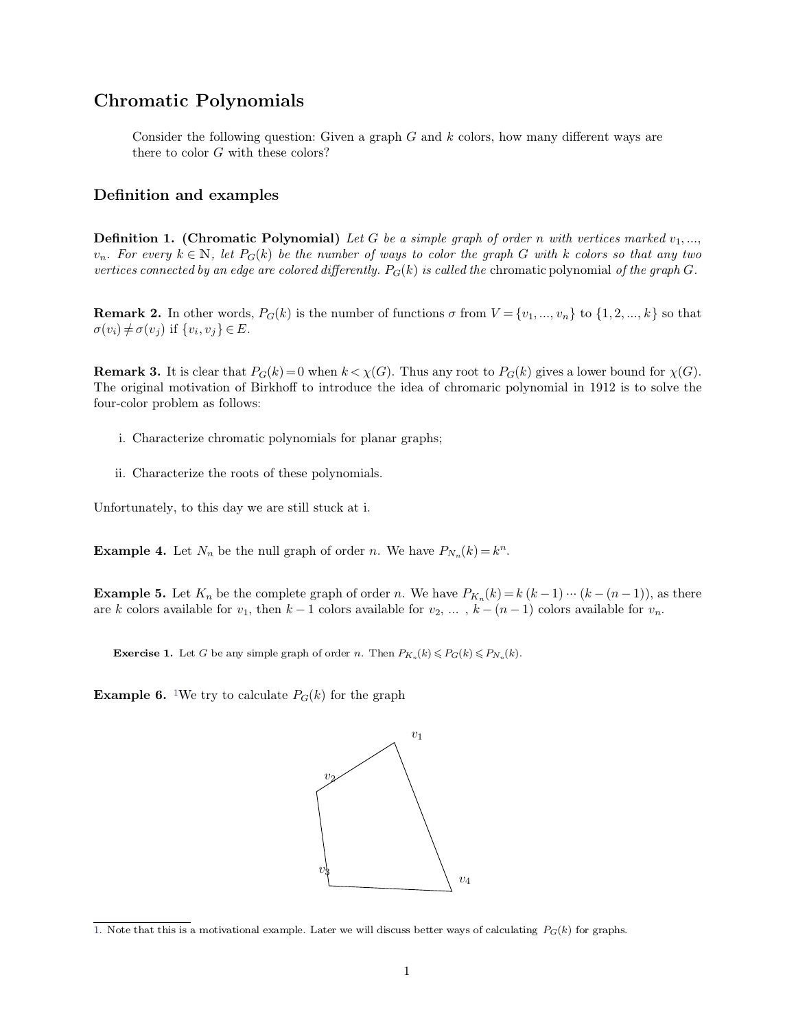# Chromatic Polynomials

Consider the following question: Given a graph $G$ and $k$ colors, how many different ways are there to color $G$ with these colors?

## Definition and examples

**Definition 1. (Chromatic Polynomial)** *Let $G$ be a simple graph of order $n$ with vertices marked $v_1, \ldots,$ $v_n$. For every $k \in \mathbb{N}$, let $P_G(k)$ be the number of ways to color the graph $G$ with $k$ colors so that any two vertices connected by an edge are colored differently. $P_G(k)$ is called the* chromatic polynomial *of the graph $G$.*

**Remark 2.** In other words, $P_G(k)$ is the number of functions $\sigma$ from $V = \{v_1, \ldots, v_n\}$ to $\{1, 2, \ldots, k\}$ so that $\sigma(v_i) \neq \sigma(v_j)$ if $\{v_i, v_j\} \in E$.

**Remark 3.** It is clear that $P_G(k) = 0$ when $k < \chi(G)$. Thus any root to $P_G(k)$ gives a lower bound for $\chi(G)$. The original motivation of Birkhoff to introduce the idea of chromaric polynomial in 1912 is to solve the four-color problem as follows:

i. Characterize chromatic polynomials for planar graphs;

ii. Characterize the roots of these polynomials.

Unfortunately, to this day we are still stuck at i.

**Example 4.** Let $N_n$ be the null graph of order $n$. We have $P_{N_n}(k) = k^n$.

**Example 5.** Let $K_n$ be the complete graph of order $n$. We have $P_{K_n}(k) = k\,(k-1) \cdots (k-(n-1))$, as there are $k$ colors available for $v_1$, then $k-1$ colors available for $v_2, \ldots, k-(n-1)$ colors available for $v_n$.

**Exercise 1.** Let $G$ be any simple graph of order $n$. Then $P_{K_n}(k) \leqslant P_G(k) \leqslant P_{N_n}(k)$.

**Example 6.** [1]We try to calculate $P_G(k)$ for the graph

---

[1]. Note that this is a motivational example. Later we will discuss better ways of calculating $P_G(k)$ for graphs.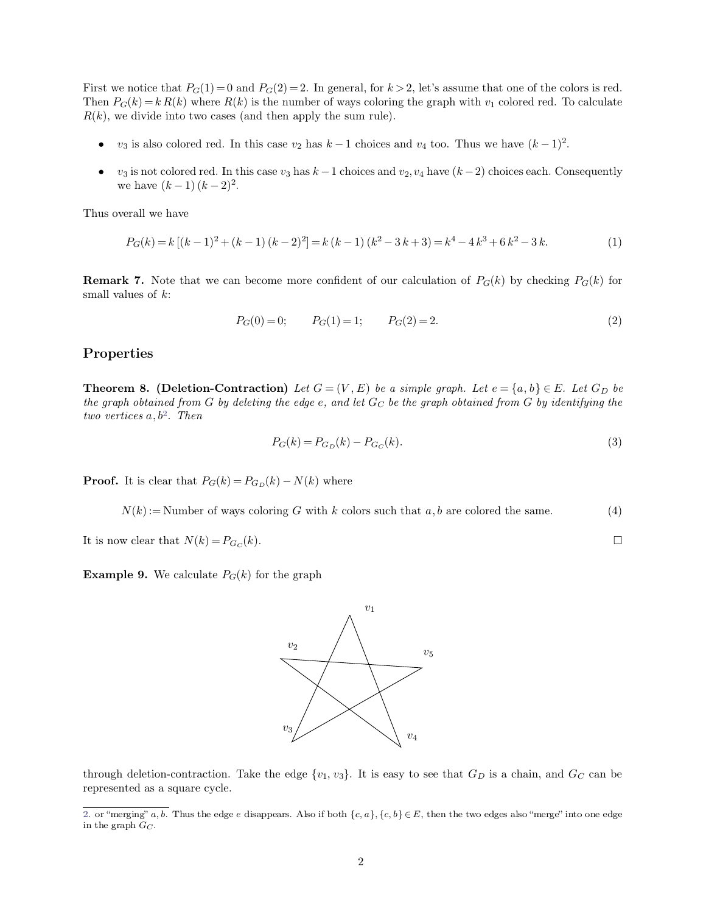First we notice that $P_G(1) = 0$ and $P_G(2) = 2$. In general, for $k > 2$, let's assume that one of the colors is red. Then $P_G(k) = k\,R(k)$ where $R(k)$ is the number of ways coloring the graph with $v_1$ colored red. To calculate $R(k)$, we divide into two cases (and then apply the sum rule).

- $v_3$ is also colored red. In this case $v_2$ has $k-1$ choices and $v_4$ too. Thus we have $(k-1)^2$.
- $v_3$ is not colored red. In this case $v_3$ has $k-1$ choices and $v_2, v_4$ have $(k-2)$ choices each. Consequently we have $(k-1)\,(k-2)^2$.

Thus overall we have

$$P_G(k) = k\,[(k-1)^2 + (k-1)\,(k-2)^2] = k\,(k-1)\,(k^2 - 3\,k + 3) = k^4 - 4\,k^3 + 6\,k^2 - 3\,k. \tag{1}$$

**Remark 7.** Note that we can become more confident of our calculation of $P_G(k)$ by checking $P_G(k)$ for small values of $k$:

$$P_G(0) = 0; \qquad P_G(1) = 1; \qquad P_G(2) = 2. \tag{2}$$

## Properties

**Theorem 8. (Deletion-Contraction)** *Let $G = (V, E)$ be a simple graph. Let $e = \{a, b\} \in E$. Let $G_D$ be the graph obtained from $G$ by deleting the edge $e$, and let $G_C$ be the graph obtained from $G$ by identifying the two vertices $a, b$[2]. Then*

$$P_G(k) = P_{G_D}(k) - P_{G_C}(k). \tag{3}$$

**Proof.** It is clear that $P_G(k) = P_{G_D}(k) - N(k)$ where

$$N(k) := \text{Number of ways coloring } G \text{ with } k \text{ colors such that } a, b \text{ are colored the same.} \tag{4}$$

It is now clear that $N(k) = P_{G_C}(k)$. □

**Example 9.** We calculate $P_G(k)$ for the graph

through deletion-contraction. Take the edge $\{v_1, v_3\}$. It is easy to see that $G_D$ is a chain, and $G_C$ can be represented as a square cycle.

---

2. or "merging" $a, b$. Thus the edge $e$ disappears. Also if both $\{c, a\}, \{c, b\} \in E$, then the two edges also "merge" into one edge in the graph $G_C$.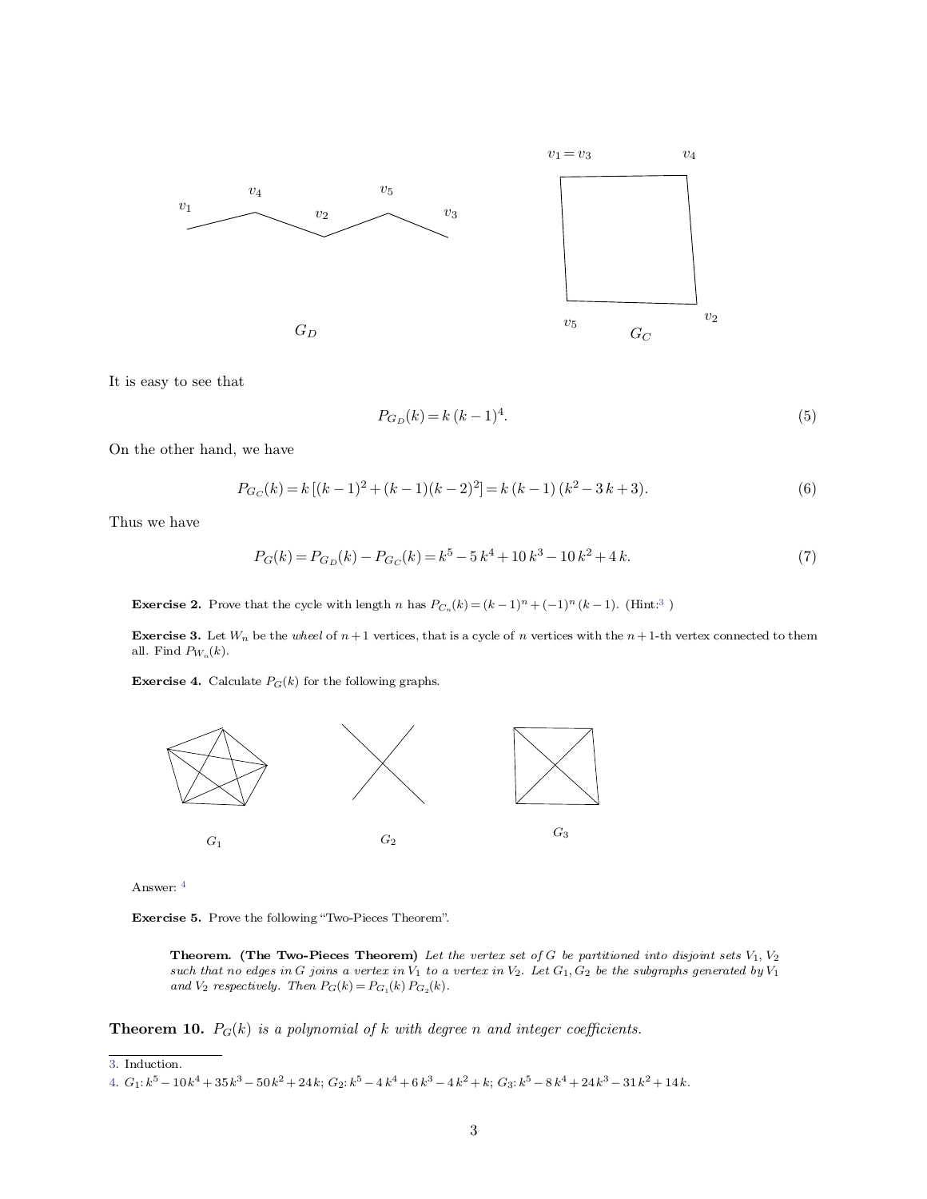It is easy to see that

$$P_{G_D}(k) = k\,(k-1)^4. \tag{5}$$

On the other hand, we have

$$P_{G_C}(k) = k\,[(k-1)^2 + (k-1)(k-2)^2] = k\,(k-1)\,(k^2 - 3\,k + 3). \tag{6}$$

Thus we have

$$P_G(k) = P_{G_D}(k) - P_{G_C}(k) = k^5 - 5\,k^4 + 10\,k^3 - 10\,k^2 + 4\,k. \tag{7}$$

**Exercise 2.** Prove that the cycle with length $n$ has $P_{C_n}(k) = (k-1)^n + (-1)^n\,(k-1)$. (Hint:[3] )

**Exercise 3.** Let $W_n$ be the *wheel* of $n+1$ vertices, that is a cycle of $n$ vertices with the $n+1$-th vertex connected to them all. Find $P_{W_n}(k)$.

**Exercise 4.** Calculate $P_G(k)$ for the following graphs.

Answer: [4]

**Exercise 5.** Prove the following "Two-Pieces Theorem".

> **Theorem. (The Two-Pieces Theorem)** *Let the vertex set of $G$ be partitioned into disjoint sets $V_1, V_2$ such that no edges in $G$ joins a vertex in $V_1$ to a vertex in $V_2$. Let $G_1, G_2$ be the subgraphs generated by $V_1$ and $V_2$ respectively. Then $P_G(k) = P_{G_1}(k)\,P_{G_2}(k)$.*

**Theorem 10.** *$P_G(k)$ is a polynomial of $k$ with degree $n$ and integer coefficients.*

---

3. Induction.

4. $G_1$: $k^5 - 10k^4 + 35k^3 - 50k^2 + 24k$; $G_2$: $k^5 - 4\,k^4 + 6\,k^3 - 4\,k^2 + k$; $G_3$: $k^5 - 8\,k^4 + 24\,k^3 - 31\,k^2 + 14\,k$.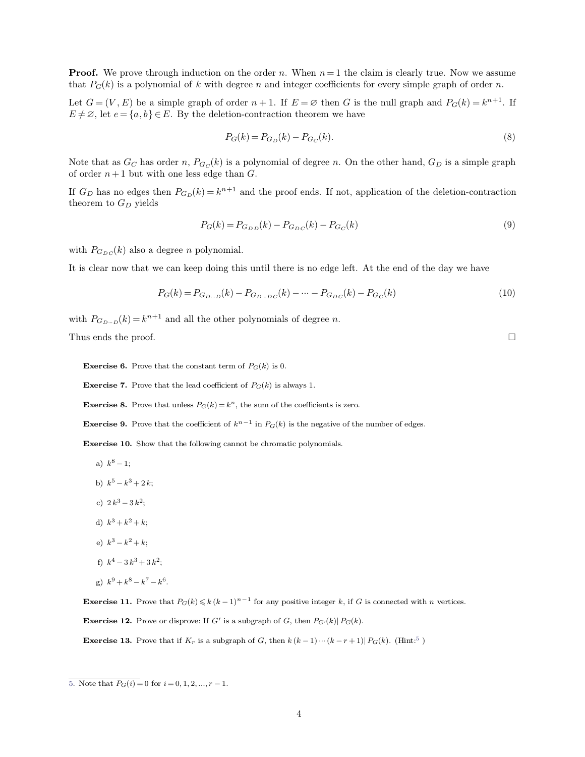**Proof.** We prove through induction on the order $n$. When $n = 1$ the claim is clearly true. Now we assume that $P_G(k)$ is a polynomial of $k$ with degree $n$ and integer coefficients for every simple graph of order $n$.

Let $G = (V, E)$ be a simple graph of order $n + 1$. If $E = \varnothing$ then $G$ is the null graph and $P_G(k) = k^{n+1}$. If $E \neq \varnothing$, let $e = \{a, b\} \in E$. By the deletion-contraction theorem we have

$$P_G(k) = P_{G_D}(k) - P_{G_C}(k). \tag{8}$$

Note that as $G_C$ has order $n$, $P_{G_C}(k)$ is a polynomial of degree $n$. On the other hand, $G_D$ is a simple graph of order $n + 1$ but with one less edge than $G$.

If $G_D$ has no edges then $P_{G_D}(k) = k^{n+1}$ and the proof ends. If not, application of the deletion-contraction theorem to $G_D$ yields

$$P_G(k) = P_{G_{DD}}(k) - P_{G_{DC}}(k) - P_{G_C}(k) \tag{9}$$

with $P_{G_{DC}}(k)$ also a degree $n$ polynomial.

It is clear now that we can keep doing this until there is no edge left. At the end of the day we have

$$P_G(k) = P_{G_{D \cdots D}}(k) - P_{G_{D \cdots DC}}(k) - \cdots - P_{G_{DC}}(k) - P_{G_C}(k) \tag{10}$$

with $P_{G_{D \cdots D}}(k) = k^{n+1}$ and all the other polynomials of degree $n$.

Thus ends the proof. □

**Exercise 6.** Prove that the constant term of $P_G(k)$ is 0.

**Exercise 7.** Prove that the lead coefficient of $P_G(k)$ is always 1.

**Exercise 8.** Prove that unless $P_G(k) = k^n$, the sum of the coefficients is zero.

**Exercise 9.** Prove that the coefficient of $k^{n-1}$ in $P_G(k)$ is the negative of the number of edges.

**Exercise 10.** Show that the following cannot be chromatic polynomials.

a) $k^8 - 1$;

b) $k^5 - k^3 + 2k$;

c) $2k^3 - 3k^2$;

d) $k^3 + k^2 + k$;

e) $k^3 - k^2 + k$;

f) $k^4 - 3k^3 + 3k^2$;

g) $k^9 + k^8 - k^7 - k^6$.

**Exercise 11.** Prove that $P_G(k) \leqslant k(k-1)^{n-1}$ for any positive integer $k$, if $G$ is connected with $n$ vertices.

**Exercise 12.** Prove or disprove: If $G'$ is a subgraph of $G$, then $P_{G'}(k) | P_G(k)$.

**Exercise 13.** Prove that if $K_r$ is a subgraph of $G$, then $k(k-1) \cdots (k-r+1) | P_G(k)$. (Hint:[5])

5. Note that $P_G(i) = 0$ for $i = 0, 1, 2, \ldots, r - 1$.